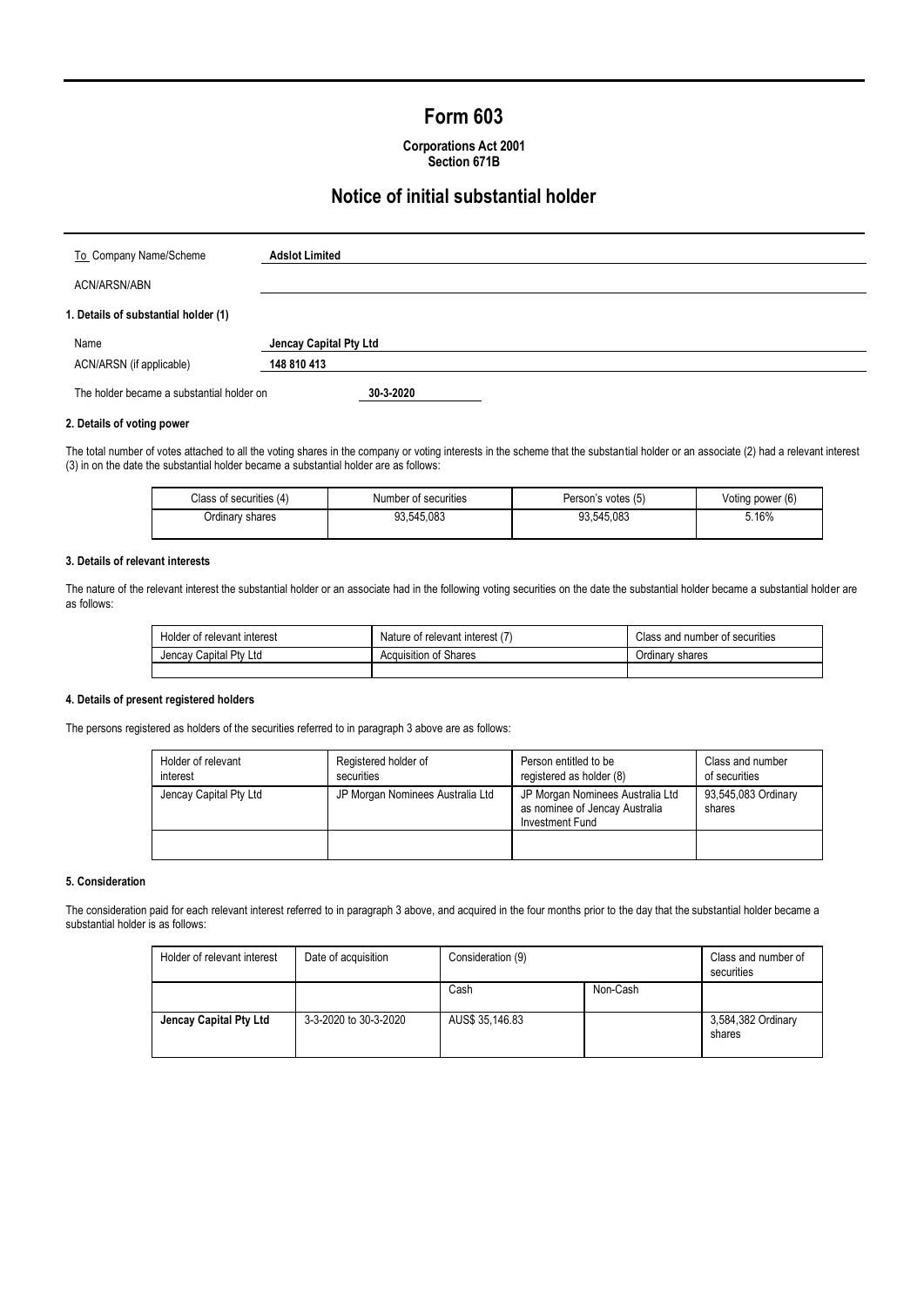# Form 603

**Corporations Act 2001**
**Section 671B**

## Notice of initial substantial holder

| | |
|---|---|
| To Company Name/Scheme | **Adslot Limited** |
| ACN/ARSN/ABN | |

**1. Details of substantial holder (1)**

| | |
|---|---|
| Name | **Jencay Capital Pty Ltd** |
| ACN/ARSN (if applicable) | **148 810 413** |

The holder became a substantial holder on **30-3-2020**

**2. Details of voting power**

The total number of votes attached to all the voting shares in the company or voting interests in the scheme that the substantial holder or an associate (2) had a relevant interest (3) in on the date the substantial holder became a substantial holder are as follows:

| Class of securities (4) | Number of securities | Person's votes (5) | Voting power (6) |
|---|---|---|---|
| Ordinary shares | 93,545,083 | 93,545,083 | 5.16% |

**3. Details of relevant interests**

The nature of the relevant interest the substantial holder or an associate had in the following voting securities on the date the substantial holder became a substantial holder are as follows:

| Holder of relevant interest | Nature of relevant interest (7) | Class and number of securities |
|---|---|---|
| Jencay Capital Pty Ltd | Acquisition of Shares | Ordinary shares |
| | | |

**4. Details of present registered holders**

The persons registered as holders of the securities referred to in paragraph 3 above are as follows:

| Holder of relevant interest | Registered holder of securities | Person entitled to be registered as holder (8) | Class and number of securities |
|---|---|---|---|
| Jencay Capital Pty Ltd | JP Morgan Nominees Australia Ltd | JP Morgan Nominees Australia Ltd as nominee of Jencay Australia Investment Fund | 93,545,083 Ordinary shares |
| | | | |

**5. Consideration**

The consideration paid for each relevant interest referred to in paragraph 3 above, and acquired in the four months prior to the day that the substantial holder became a substantial holder is as follows:

| Holder of relevant interest | Date of acquisition | Consideration (9) | | Class and number of securities |
|---|---|---|---|---|
| | | Cash | Non-Cash | |
| **Jencay Capital Pty Ltd** | 3-3-2020 to 30-3-2020 | AUS$ 35,146.83 | | 3,584,382 Ordinary shares |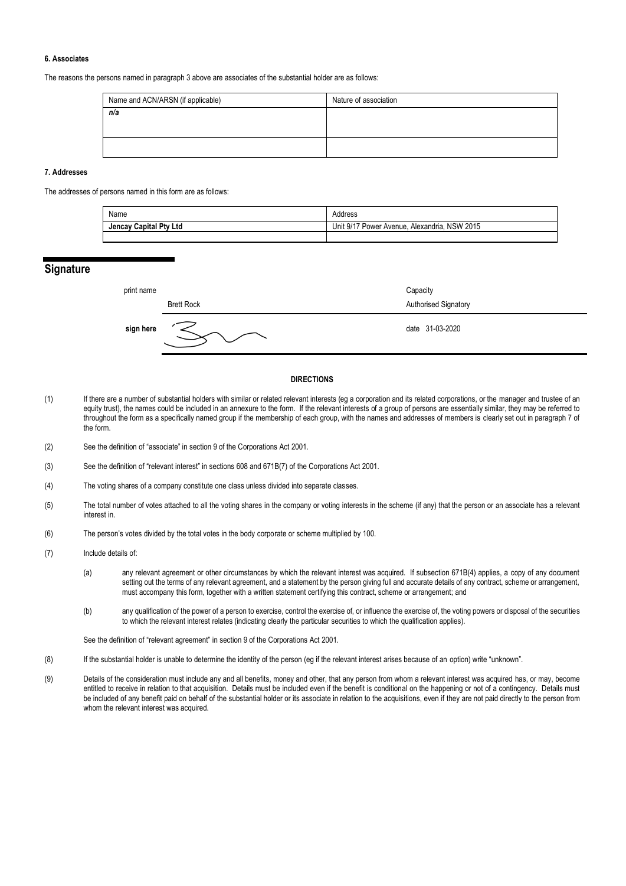#### 6. Associates

The reasons the persons named in paragraph 3 above are associates of the substantial holder are as follows:

| Name and ACN/ARSN (if applicable) | Nature of association |
|---|---|
| *n/a* | |
| | |

#### 7. Addresses

The addresses of persons named in this form are as follows:

| Name | Address |
|---|---|
| **Jencay Capital Pty Ltd** | Unit 9/17 Power Avenue, Alexandria, NSW 2015 |
| | |

## Signature

| | | |
|---|---|---|
| print name | Brett Rock | Capacity Authorised Signatory |
| **sign here** | | date 31-03-2020 |

**DIRECTIONS**

(1) If there are a number of substantial holders with similar or related relevant interests (eg a corporation and its related corporations, or the manager and trustee of an equity trust), the names could be included in an annexure to the form. If the relevant interests of a group of persons are essentially similar, they may be referred to throughout the form as a specifically named group if the membership of each group, with the names and addresses of members is clearly set out in paragraph 7 of the form.

(2) See the definition of "associate" in section 9 of the Corporations Act 2001.

(3) See the definition of "relevant interest" in sections 608 and 671B(7) of the Corporations Act 2001.

(4) The voting shares of a company constitute one class unless divided into separate classes.

(5) The total number of votes attached to all the voting shares in the company or voting interests in the scheme (if any) that the person or an associate has a relevant interest in.

(6) The person's votes divided by the total votes in the body corporate or scheme multiplied by 100.

(7) Include details of:

- (a) any relevant agreement or other circumstances by which the relevant interest was acquired. If subsection 671B(4) applies, a copy of any document setting out the terms of any relevant agreement, and a statement by the person giving full and accurate details of any contract, scheme or arrangement, must accompany this form, together with a written statement certifying this contract, scheme or arrangement; and
- (b) any qualification of the power of a person to exercise, control the exercise of, or influence the exercise of, the voting powers or disposal of the securities to which the relevant interest relates (indicating clearly the particular securities to which the qualification applies).

See the definition of "relevant agreement" in section 9 of the Corporations Act 2001.

(8) If the substantial holder is unable to determine the identity of the person (eg if the relevant interest arises because of an option) write "unknown".

(9) Details of the consideration must include any and all benefits, money and other, that any person from whom a relevant interest was acquired has, or may, become entitled to receive in relation to that acquisition. Details must be included even if the benefit is conditional on the happening or not of a contingency. Details must be included of any benefit paid on behalf of the substantial holder or its associate in relation to the acquisitions, even if they are not paid directly to the person from whom the relevant interest was acquired.